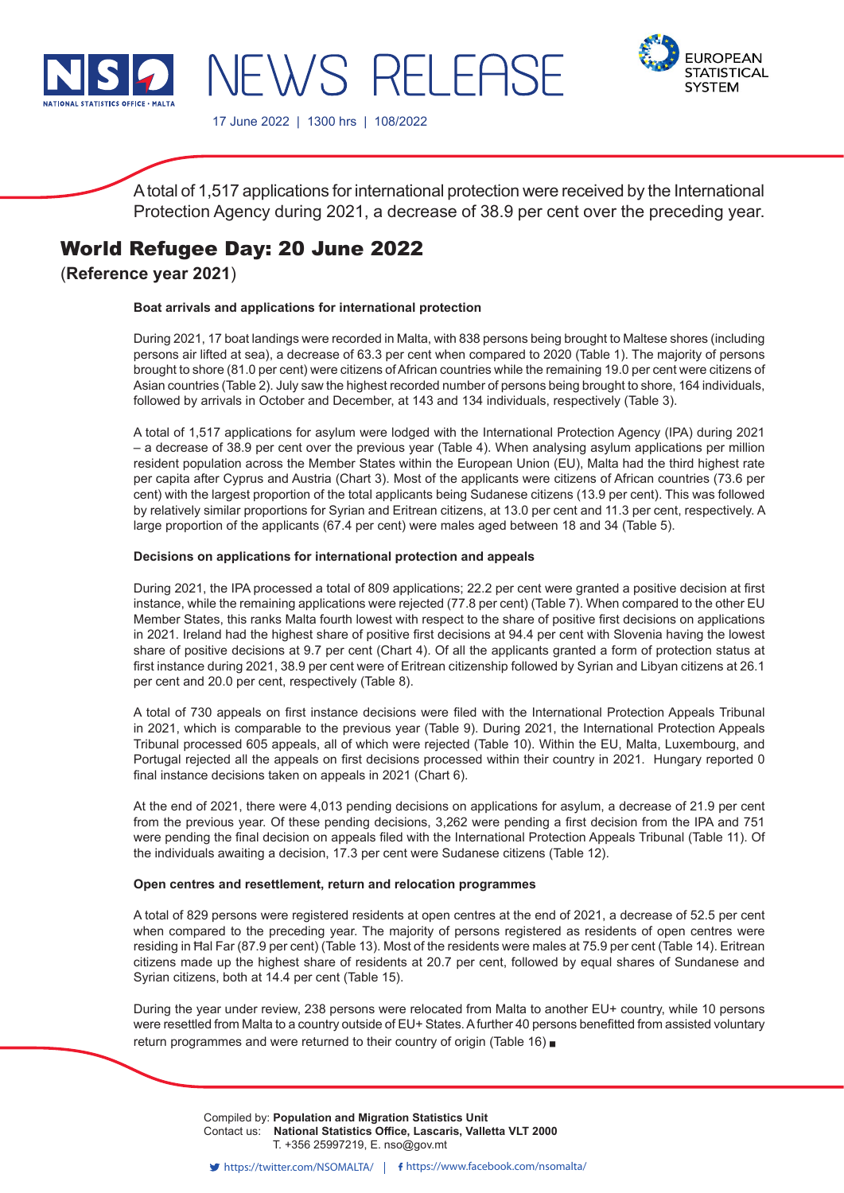NEWS RELEASE

17 June 2022 | 1300 hrs | 108/2022

A total of 1,517 applications for international protection were received by the International Protection Agency during 2021, a decrease of 38.9 per cent over the preceding year.

# World Refugee Day: 20 June 2022

(**Reference year 2021**)

**Boat arrivals and applications for international protection**

During 2021, 17 boat landings were recorded in Malta, with 838 persons being brought to Maltese shores (including persons air lifted at sea), a decrease of 63.3 per cent when compared to 2020 (Table 1). The majority of persons brought to shore (81.0 per cent) were citizens of African countries while the remaining 19.0 per cent were citizens of Asian countries (Table 2). July saw the highest recorded number of persons being brought to shore, 164 individuals, followed by arrivals in October and December, at 143 and 134 individuals, respectively (Table 3).

A total of 1,517 applications for asylum were lodged with the International Protection Agency (IPA) during 2021 – a decrease of 38.9 per cent over the previous year (Table 4). When analysing asylum applications per million resident population across the Member States within the European Union (EU), Malta had the third highest rate per capita after Cyprus and Austria (Chart 3). Most of the applicants were citizens of African countries (73.6 per cent) with the largest proportion of the total applicants being Sudanese citizens (13.9 per cent). This was followed by relatively similar proportions for Syrian and Eritrean citizens, at 13.0 per cent and 11.3 per cent, respectively. A large proportion of the applicants (67.4 per cent) were males aged between 18 and 34 (Table 5).

**Decisions on applications for international protection and appeals**

During 2021, the IPA processed a total of 809 applications; 22.2 per cent were granted a positive decision at first instance, while the remaining applications were rejected (77.8 per cent) (Table 7). When compared to the other EU Member States, this ranks Malta fourth lowest with respect to the share of positive first decisions on applications in 2021. Ireland had the highest share of positive first decisions at 94.4 per cent with Slovenia having the lowest share of positive decisions at 9.7 per cent (Chart 4). Of all the applicants granted a form of protection status at first instance during 2021, 38.9 per cent were of Eritrean citizenship followed by Syrian and Libyan citizens at 26.1 per cent and 20.0 per cent, respectively (Table 8).

A total of 730 appeals on first instance decisions were filed with the International Protection Appeals Tribunal in 2021, which is comparable to the previous year (Table 9). During 2021, the International Protection Appeals Tribunal processed 605 appeals, all of which were rejected (Table 10). Within the EU, Malta, Luxembourg, and Portugal rejected all the appeals on first decisions processed within their country in 2021. Hungary reported 0 final instance decisions taken on appeals in 2021 (Chart 6).

At the end of 2021, there were 4,013 pending decisions on applications for asylum, a decrease of 21.9 per cent from the previous year. Of these pending decisions, 3,262 were pending a first decision from the IPA and 751 were pending the final decision on appeals filed with the International Protection Appeals Tribunal (Table 11). Of the individuals awaiting a decision, 17.3 per cent were Sudanese citizens (Table 12).

**Open centres and resettlement, return and relocation programmes**

A total of 829 persons were registered residents at open centres at the end of 2021, a decrease of 52.5 per cent when compared to the preceding year. The majority of persons registered as residents of open centres were residing in Ħal Far (87.9 per cent) (Table 13). Most of the residents were males at 75.9 per cent (Table 14). Eritrean citizens made up the highest share of residents at 20.7 per cent, followed by equal shares of Sundanese and Syrian citizens, both at 14.4 per cent (Table 15).

During the year under review, 238 persons were relocated from Malta to another EU+ country, while 10 persons were resettled from Malta to a country outside of EU+ States. A further 40 persons benefitted from assisted voluntary return programmes and were returned to their country of origin (Table 16) ■

Compiled by: **Population and Migration Statistics Unit**
Contact us: **National Statistics Office, Lascaris, Valletta VLT 2000**
T. +356 25997219, E. nso@gov.mt

https://twitter.com/NSOMALTA/ | https://www.facebook.com/nsomalta/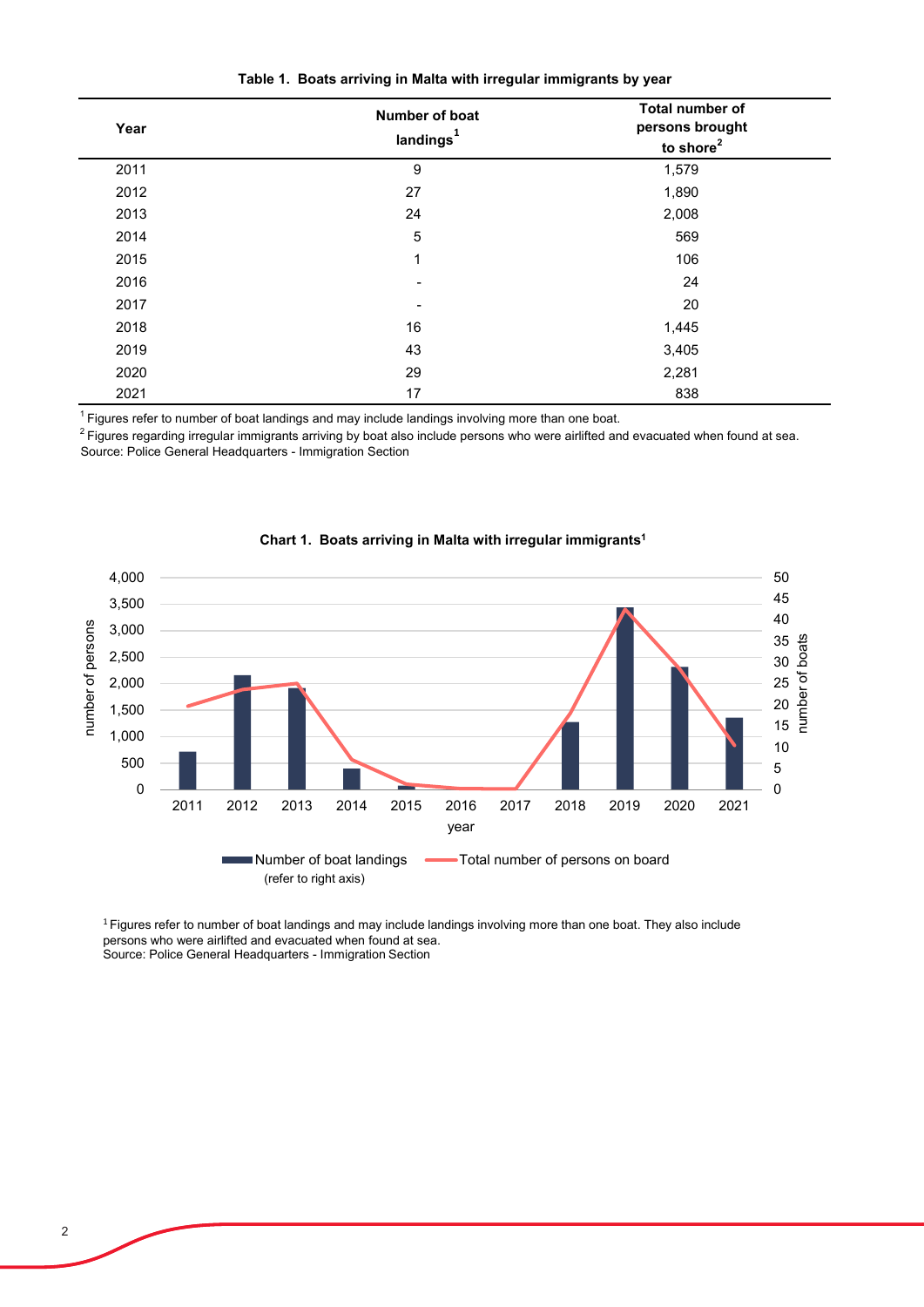**Table 1. Boats arriving in Malta with irregular immigrants by year**

| Year | Number of boat landings[1] | Total number of persons brought to shore[2] |
|---|---|---|
| 2011 | 9 | 1,579 |
| 2012 | 27 | 1,890 |
| 2013 | 24 | 2,008 |
| 2014 | 5 | 569 |
| 2015 | 1 | 106 |
| 2016 | - | 24 |
| 2017 | - | 20 |
| 2018 | 16 | 1,445 |
| 2019 | 43 | 3,405 |
| 2020 | 29 | 2,281 |
| 2021 | 17 | 838 |

[1] Figures refer to number of boat landings and may include landings involving more than one boat.
[2] Figures regarding irregular immigrants arriving by boat also include persons who were airlifted and evacuated when found at sea.
Source: Police General Headquarters - Immigration Section

**Chart 1. Boats arriving in Malta with irregular immigrants[1]**

[1] Figures refer to number of boat landings and may include landings involving more than one boat. They also include persons who were airlifted and evacuated when found at sea.
Source: Police General Headquarters - Immigration Section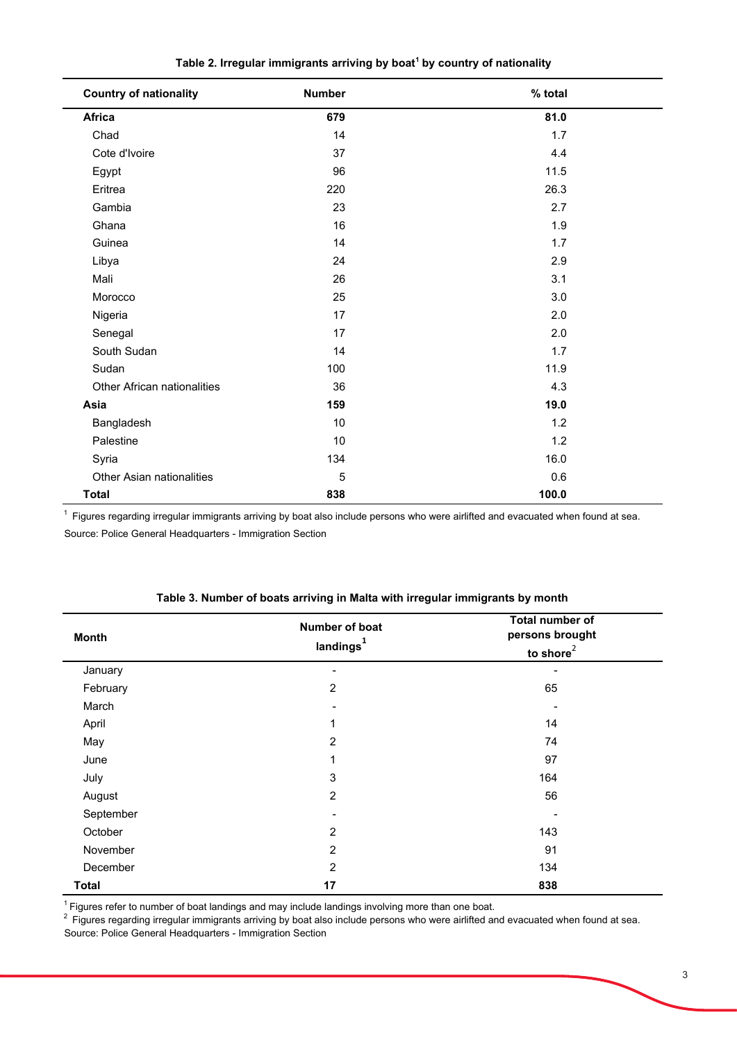**Table 2. Irregular immigrants arriving by boat[1] by country of nationality**

| Country of nationality | Number | % total |
|---|---|---|
| **Africa** | **679** | **81.0** |
| Chad | 14 | 1.7 |
| Cote d'Ivoire | 37 | 4.4 |
| Egypt | 96 | 11.5 |
| Eritrea | 220 | 26.3 |
| Gambia | 23 | 2.7 |
| Ghana | 16 | 1.9 |
| Guinea | 14 | 1.7 |
| Libya | 24 | 2.9 |
| Mali | 26 | 3.1 |
| Morocco | 25 | 3.0 |
| Nigeria | 17 | 2.0 |
| Senegal | 17 | 2.0 |
| South Sudan | 14 | 1.7 |
| Sudan | 100 | 11.9 |
| Other African nationalities | 36 | 4.3 |
| **Asia** | **159** | **19.0** |
| Bangladesh | 10 | 1.2 |
| Palestine | 10 | 1.2 |
| Syria | 134 | 16.0 |
| Other Asian nationalities | 5 | 0.6 |
| **Total** | **838** | **100.0** |

[1] Figures regarding irregular immigrants arriving by boat also include persons who were airlifted and evacuated when found at sea.

Source: Police General Headquarters - Immigration Section

**Table 3. Number of boats arriving in Malta with irregular immigrants by month**

| Month | Number of boat landings[1] | Total number of persons brought to shore[2] |
|---|---|---|
| January | - | - |
| February | 2 | 65 |
| March | - | - |
| April | 1 | 14 |
| May | 2 | 74 |
| June | 1 | 97 |
| July | 3 | 164 |
| August | 2 | 56 |
| September | - | - |
| October | 2 | 143 |
| November | 2 | 91 |
| December | 2 | 134 |
| **Total** | **17** | **838** |

[1] Figures refer to number of boat landings and may include landings involving more than one boat.

[2] Figures regarding irregular immigrants arriving by boat also include persons who were airlifted and evacuated when found at sea.

Source: Police General Headquarters - Immigration Section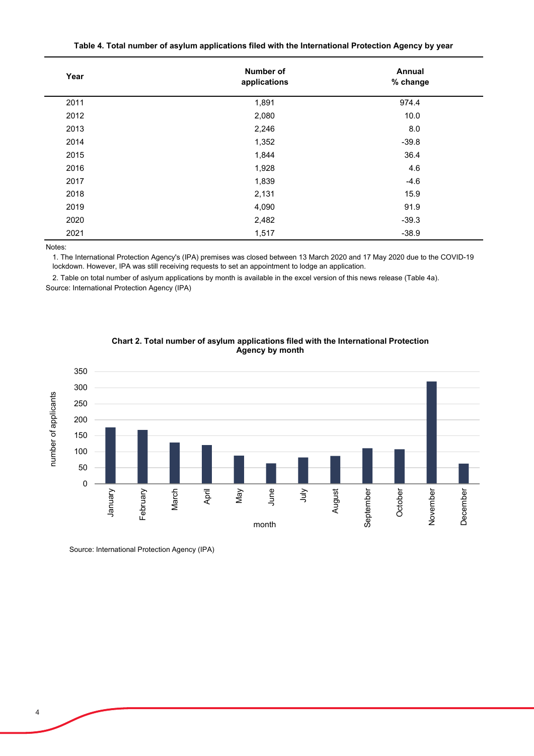**Table 4. Total number of asylum applications filed with the International Protection Agency by year**

| Year | Number of applications | Annual % change |
|---|---|---|
| 2011 | 1,891 | 974.4 |
| 2012 | 2,080 | 10.0 |
| 2013 | 2,246 | 8.0 |
| 2014 | 1,352 | -39.8 |
| 2015 | 1,844 | 36.4 |
| 2016 | 1,928 | 4.6 |
| 2017 | 1,839 | -4.6 |
| 2018 | 2,131 | 15.9 |
| 2019 | 4,090 | 91.9 |
| 2020 | 2,482 | -39.3 |
| 2021 | 1,517 | -38.9 |

Notes:

1. The International Protection Agency's (IPA) premises was closed between 13 March 2020 and 17 May 2020 due to the COVID-19 lockdown. However, IPA was still receiving requests to set an appointment to lodge an application.

2. Table on total number of aslyum applications by month is available in the excel version of this news release (Table 4a).

Source: International Protection Agency (IPA)

**Chart 2. Total number of asylum applications filed with the International Protection Agency by month**

Source: International Protection Agency (IPA)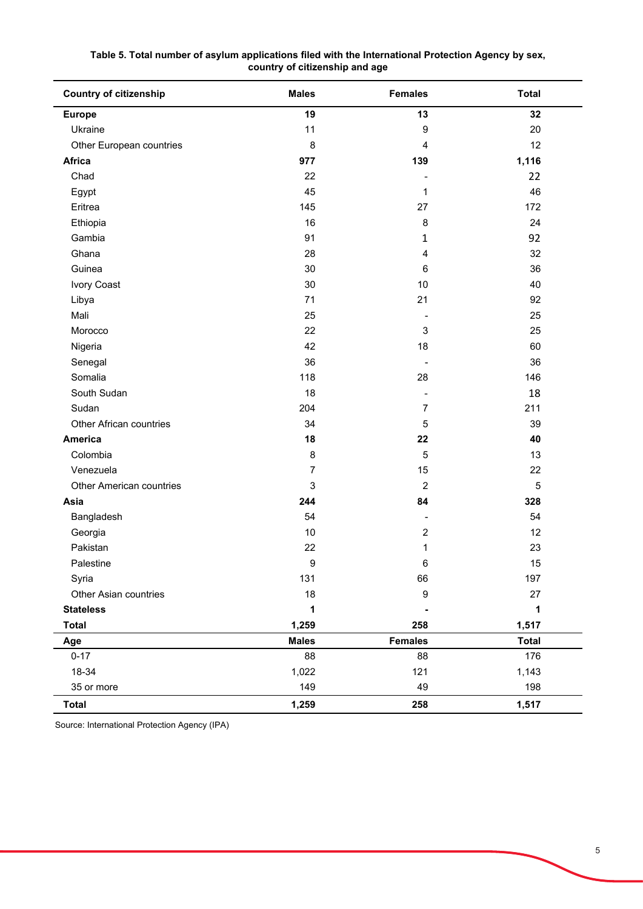**Table 5. Total number of asylum applications filed with the International Protection Agency by sex, country of citizenship and age**

| Country of citizenship | Males | Females | Total |
|---|---|---|---|
| **Europe** | **19** | **13** | **32** |
| Ukraine | 11 | 9 | 20 |
| Other European countries | 8 | 4 | 12 |
| **Africa** | **977** | **139** | **1,116** |
| Chad | 22 | - | 22 |
| Egypt | 45 | 1 | 46 |
| Eritrea | 145 | 27 | 172 |
| Ethiopia | 16 | 8 | 24 |
| Gambia | 91 | 1 | 92 |
| Ghana | 28 | 4 | 32 |
| Guinea | 30 | 6 | 36 |
| Ivory Coast | 30 | 10 | 40 |
| Libya | 71 | 21 | 92 |
| Mali | 25 | - | 25 |
| Morocco | 22 | 3 | 25 |
| Nigeria | 42 | 18 | 60 |
| Senegal | 36 | - | 36 |
| Somalia | 118 | 28 | 146 |
| South Sudan | 18 | - | 18 |
| Sudan | 204 | 7 | 211 |
| Other African countries | 34 | 5 | 39 |
| **America** | **18** | **22** | **40** |
| Colombia | 8 | 5 | 13 |
| Venezuela | 7 | 15 | 22 |
| Other American countries | 3 | 2 | 5 |
| **Asia** | **244** | **84** | **328** |
| Bangladesh | 54 | - | 54 |
| Georgia | 10 | 2 | 12 |
| Pakistan | 22 | 1 | 23 |
| Palestine | 9 | 6 | 15 |
| Syria | 131 | 66 | 197 |
| Other Asian countries | 18 | 9 | 27 |
| **Stateless** | **1** | **-** | **1** |
| **Total** | **1,259** | **258** | **1,517** |
| **Age** | **Males** | **Females** | **Total** |
| 0-17 | 88 | 88 | 176 |
| 18-34 | 1,022 | 121 | 1,143 |
| 35 or more | 149 | 49 | 198 |
| **Total** | **1,259** | **258** | **1,517** |

Source: International Protection Agency (IPA)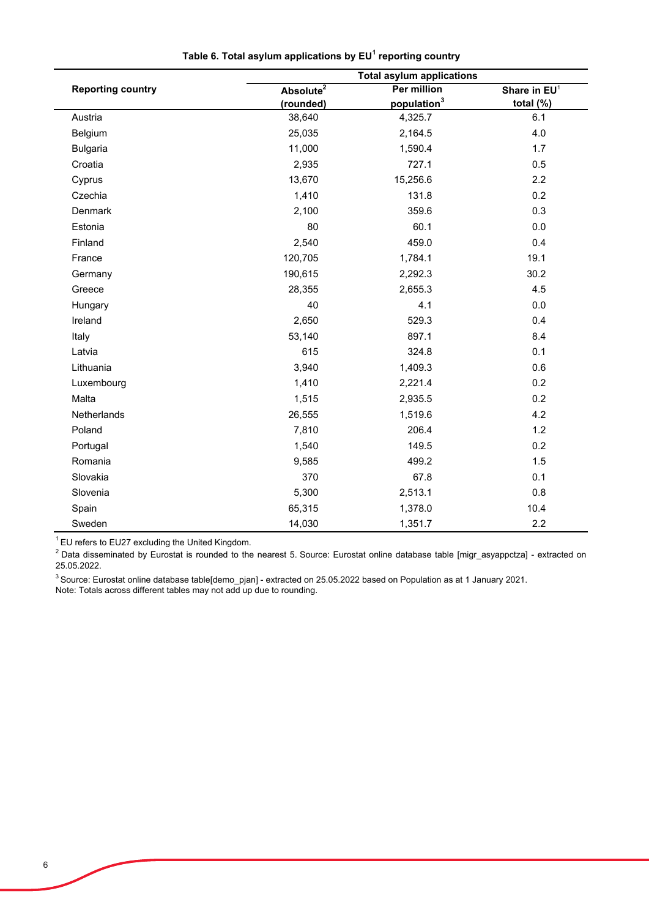**Table 6. Total asylum applications by EU[1] reporting country**

| Reporting country | Total asylum applications | | |
|---|---|---|---|
| | Absolute[2] (rounded) | Per million population[3] | Share in EU[1] total (%) |
| Austria | 38,640 | 4,325.7 | 6.1 |
| Belgium | 25,035 | 2,164.5 | 4.0 |
| Bulgaria | 11,000 | 1,590.4 | 1.7 |
| Croatia | 2,935 | 727.1 | 0.5 |
| Cyprus | 13,670 | 15,256.6 | 2.2 |
| Czechia | 1,410 | 131.8 | 0.2 |
| Denmark | 2,100 | 359.6 | 0.3 |
| Estonia | 80 | 60.1 | 0.0 |
| Finland | 2,540 | 459.0 | 0.4 |
| France | 120,705 | 1,784.1 | 19.1 |
| Germany | 190,615 | 2,292.3 | 30.2 |
| Greece | 28,355 | 2,655.3 | 4.5 |
| Hungary | 40 | 4.1 | 0.0 |
| Ireland | 2,650 | 529.3 | 0.4 |
| Italy | 53,140 | 897.1 | 8.4 |
| Latvia | 615 | 324.8 | 0.1 |
| Lithuania | 3,940 | 1,409.3 | 0.6 |
| Luxembourg | 1,410 | 2,221.4 | 0.2 |
| Malta | 1,515 | 2,935.5 | 0.2 |
| Netherlands | 26,555 | 1,519.6 | 4.2 |
| Poland | 7,810 | 206.4 | 1.2 |
| Portugal | 1,540 | 149.5 | 0.2 |
| Romania | 9,585 | 499.2 | 1.5 |
| Slovakia | 370 | 67.8 | 0.1 |
| Slovenia | 5,300 | 2,513.1 | 0.8 |
| Spain | 65,315 | 1,378.0 | 10.4 |
| Sweden | 14,030 | 1,351.7 | 2.2 |

[1] EU refers to EU27 excluding the United Kingdom.

[2] Data disseminated by Eurostat is rounded to the nearest 5. Source: Eurostat online database table [migr_asyappctza] - extracted on 25.05.2022.

[3] Source: Eurostat online database table[demo_pjan] - extracted on 25.05.2022 based on Population as at 1 January 2021.

Note: Totals across different tables may not add up due to rounding.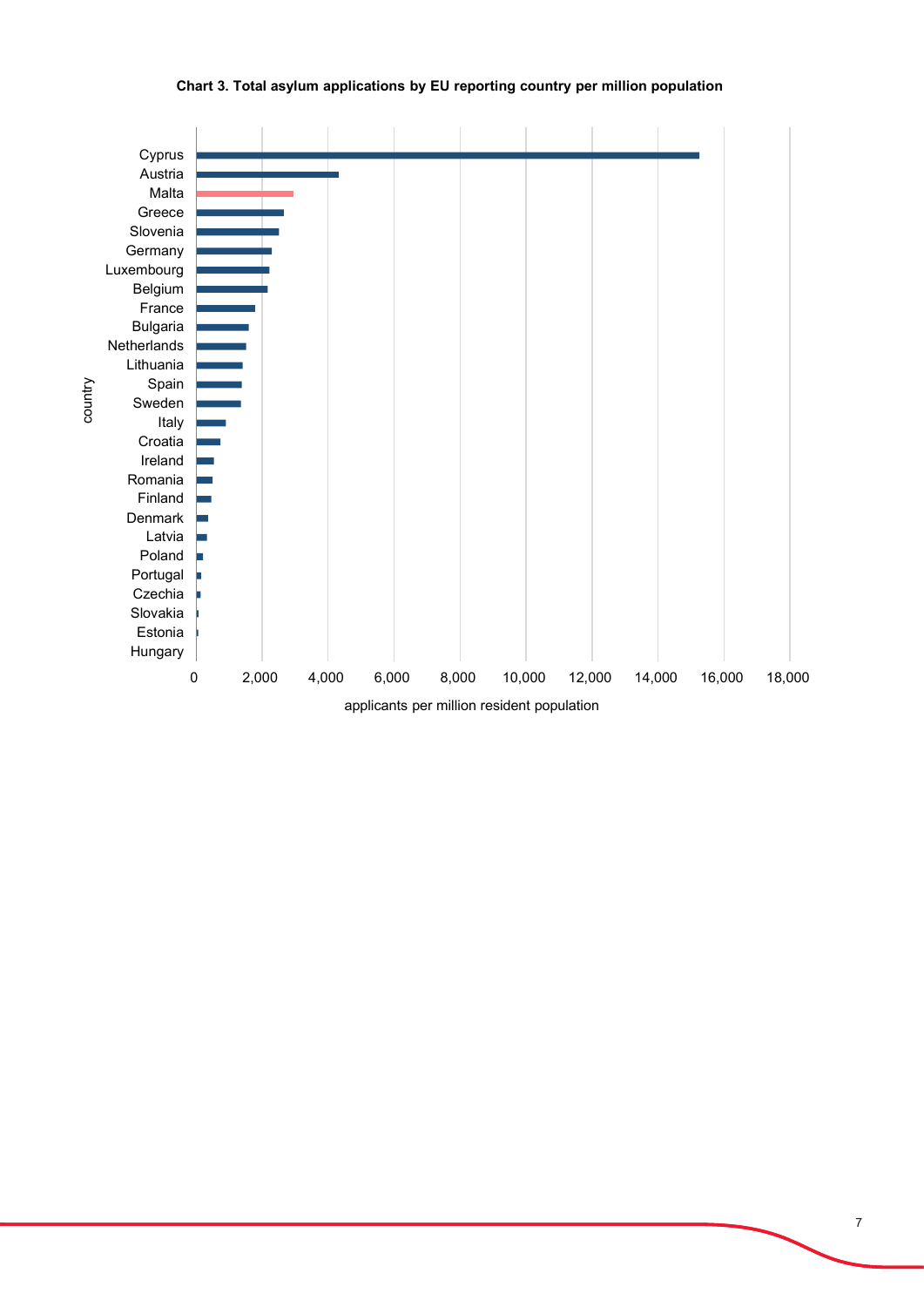**Chart 3. Total asylum applications by EU reporting country per million population**

| country | applicants per million resident population |
| --- | --- |
| Cyprus | ~15,300 |
| Austria | ~4,300 |
| Malta | ~2,950 |
| Greece | ~2,650 |
| Slovenia | ~2,500 |
| Germany | ~2,300 |
| Luxembourg | ~2,200 |
| Belgium | ~2,150 |
| France | ~1,800 |
| Bulgaria | ~1,600 |
| Netherlands | ~1,500 |
| Lithuania | ~1,400 |
| Spain | ~1,400 |
| Sweden | ~1,350 |
| Italy | ~900 |
| Croatia | ~750 |
| Ireland | ~550 |
| Romania | ~500 |
| Finland | ~450 |
| Denmark | ~350 |
| Latvia | ~300 |
| Poland | ~200 |
| Portugal | ~150 |
| Czechia | ~100 |
| Slovakia | ~50 |
| Estonia | ~50 |
| Hungary | ~0 |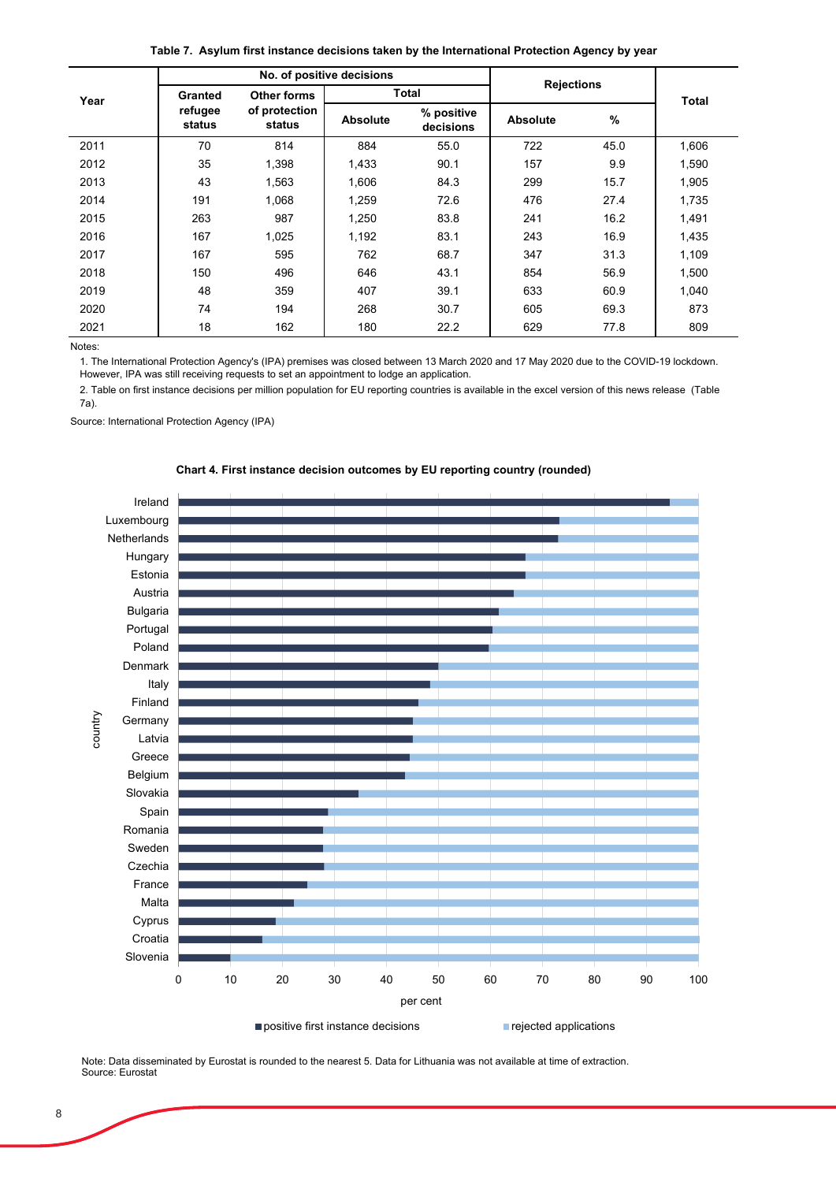**Table 7. Asylum first instance decisions taken by the International Protection Agency by year**

| Year | No. of positive decisions | | | | Rejections | | Total |
|---|---|---|---|---|---|---|---|
| | Granted refugee status | Other forms of protection status | Total | | | | |
| | | | Absolute | % positive decisions | Absolute | % | |
| 2011 | 70 | 814 | 884 | 55.0 | 722 | 45.0 | 1,606 |
| 2012 | 35 | 1,398 | 1,433 | 90.1 | 157 | 9.9 | 1,590 |
| 2013 | 43 | 1,563 | 1,606 | 84.3 | 299 | 15.7 | 1,905 |
| 2014 | 191 | 1,068 | 1,259 | 72.6 | 476 | 27.4 | 1,735 |
| 2015 | 263 | 987 | 1,250 | 83.8 | 241 | 16.2 | 1,491 |
| 2016 | 167 | 1,025 | 1,192 | 83.1 | 243 | 16.9 | 1,435 |
| 2017 | 167 | 595 | 762 | 68.7 | 347 | 31.3 | 1,109 |
| 2018 | 150 | 496 | 646 | 43.1 | 854 | 56.9 | 1,500 |
| 2019 | 48 | 359 | 407 | 39.1 | 633 | 60.9 | 1,040 |
| 2020 | 74 | 194 | 268 | 30.7 | 605 | 69.3 | 873 |
| 2021 | 18 | 162 | 180 | 22.2 | 629 | 77.8 | 809 |

Notes:

1. The International Protection Agency's (IPA) premises was closed between 13 March 2020 and 17 May 2020 due to the COVID-19 lockdown. However, IPA was still receiving requests to set an appointment to lodge an application.

2. Table on first instance decisions per million population for EU reporting countries is available in the excel version of this news release (Table 7a).

Source: International Protection Agency (IPA)

**Chart 4. First instance decision outcomes by EU reporting country (rounded)**

Countries (top to bottom): Ireland, Luxembourg, Netherlands, Hungary, Estonia, Austria, Bulgaria, Portugal, Poland, Denmark, Italy, Finland, Germany, Latvia, Greece, Belgium, Slovakia, Spain, Romania, Sweden, Czechia, France, Malta, Cyprus, Croatia, Slovenia

x-axis: per cent (0–100); y-axis: country

Legend: positive first instance decisions; rejected applications

Note: Data disseminated by Eurostat is rounded to the nearest 5. Data for Lithuania was not available at time of extraction.
Source: Eurostat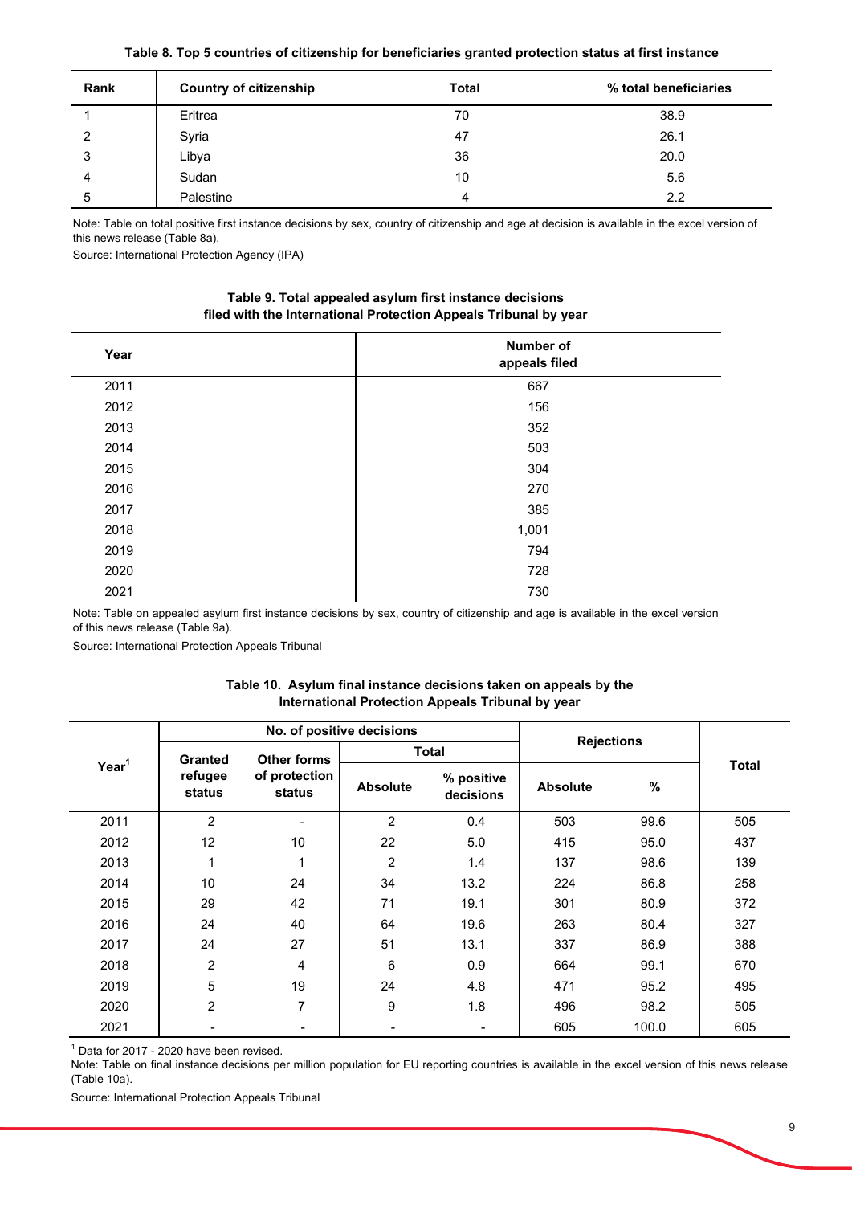**Table 8. Top 5 countries of citizenship for beneficiaries granted protection status at first instance**

| Rank | Country of citizenship | Total | % total beneficiaries |
|---|---|---|---|
| 1 | Eritrea | 70 | 38.9 |
| 2 | Syria | 47 | 26.1 |
| 3 | Libya | 36 | 20.0 |
| 4 | Sudan | 10 | 5.6 |
| 5 | Palestine | 4 | 2.2 |

Note: Table on total positive first instance decisions by sex, country of citizenship and age at decision is available in the excel version of this news release (Table 8a).

Source: International Protection Agency (IPA)

**Table 9. Total appealed asylum first instance decisions filed with the International Protection Appeals Tribunal by year**

| Year | Number of appeals filed |
|---|---|
| 2011 | 667 |
| 2012 | 156 |
| 2013 | 352 |
| 2014 | 503 |
| 2015 | 304 |
| 2016 | 270 |
| 2017 | 385 |
| 2018 | 1,001 |
| 2019 | 794 |
| 2020 | 728 |
| 2021 | 730 |

Note: Table on appealed asylum first instance decisions by sex, country of citizenship and age is available in the excel version of this news release (Table 9a).

Source: International Protection Appeals Tribunal

**Table 10. Asylum final instance decisions taken on appeals by the International Protection Appeals Tribunal by year**

| Year[1] | No. of positive decisions | | | | Rejections | | Total |
|---|---|---|---|---|---|---|---|
| | Granted refugee status | Other forms of protection status | Total | | | | |
| | | | Absolute | % positive decisions | Absolute | % | |
| 2011 | 2 | - | 2 | 0.4 | 503 | 99.6 | 505 |
| 2012 | 12 | 10 | 22 | 5.0 | 415 | 95.0 | 437 |
| 2013 | 1 | 1 | 2 | 1.4 | 137 | 98.6 | 139 |
| 2014 | 10 | 24 | 34 | 13.2 | 224 | 86.8 | 258 |
| 2015 | 29 | 42 | 71 | 19.1 | 301 | 80.9 | 372 |
| 2016 | 24 | 40 | 64 | 19.6 | 263 | 80.4 | 327 |
| 2017 | 24 | 27 | 51 | 13.1 | 337 | 86.9 | 388 |
| 2018 | 2 | 4 | 6 | 0.9 | 664 | 99.1 | 670 |
| 2019 | 5 | 19 | 24 | 4.8 | 471 | 95.2 | 495 |
| 2020 | 2 | 7 | 9 | 1.8 | 496 | 98.2 | 505 |
| 2021 | - | - | - | - | 605 | 100.0 | 605 |

[1] Data for 2017 - 2020 have been revised.

Note: Table on final instance decisions per million population for EU reporting countries is available in the excel version of this news release (Table 10a).

Source: International Protection Appeals Tribunal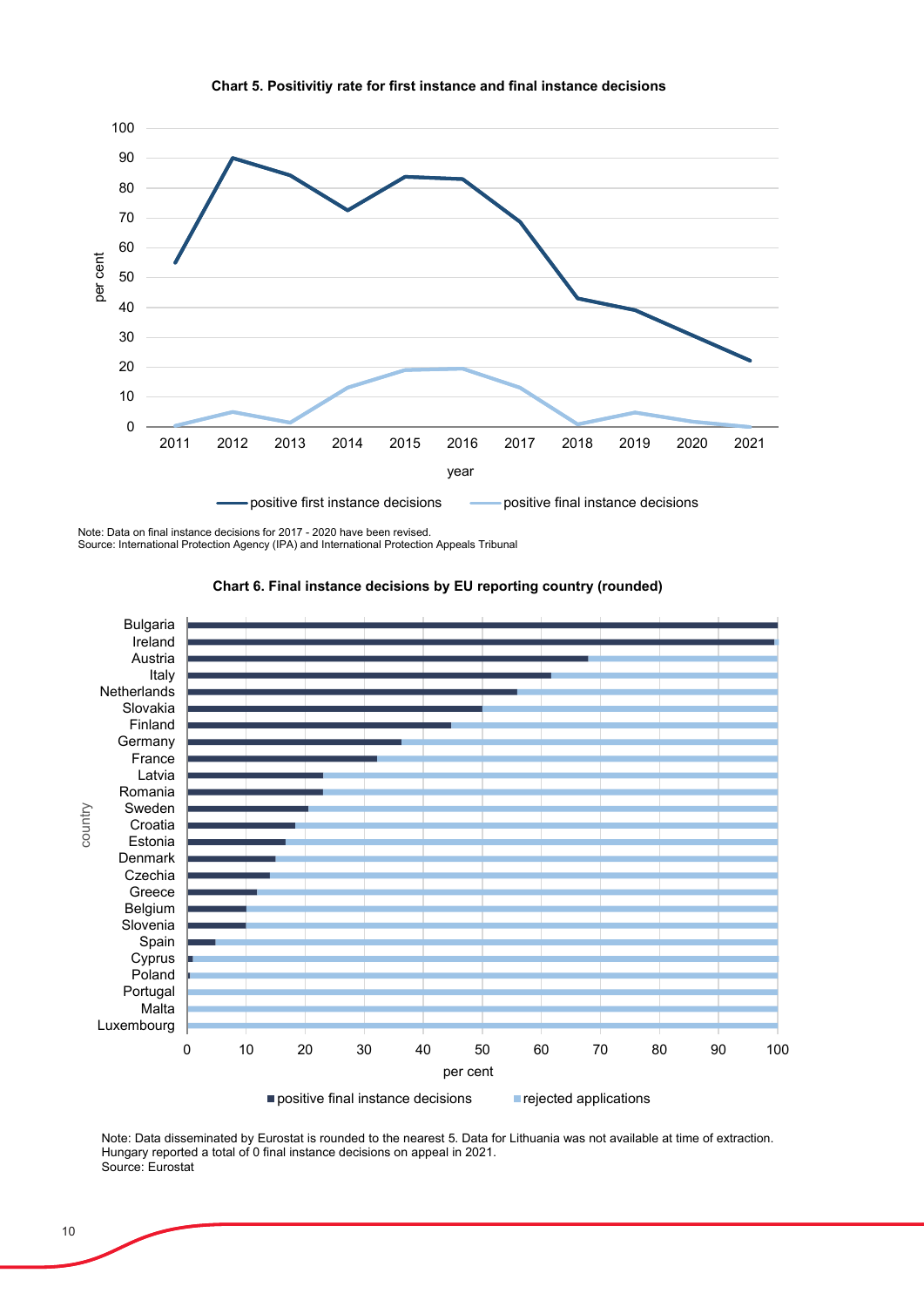**Chart 5. Positivitiy rate for first instance and final instance decisions**

Note: Data on final instance decisions for 2017 - 2020 have been revised.
Source: International Protection Agency (IPA) and International Protection Appeals Tribunal

**Chart 6. Final instance decisions by EU reporting country (rounded)**

Note: Data disseminated by Eurostat is rounded to the nearest 5. Data for Lithuania was not available at time of extraction. Hungary reported a total of 0 final instance decisions on appeal in 2021.
Source: Eurostat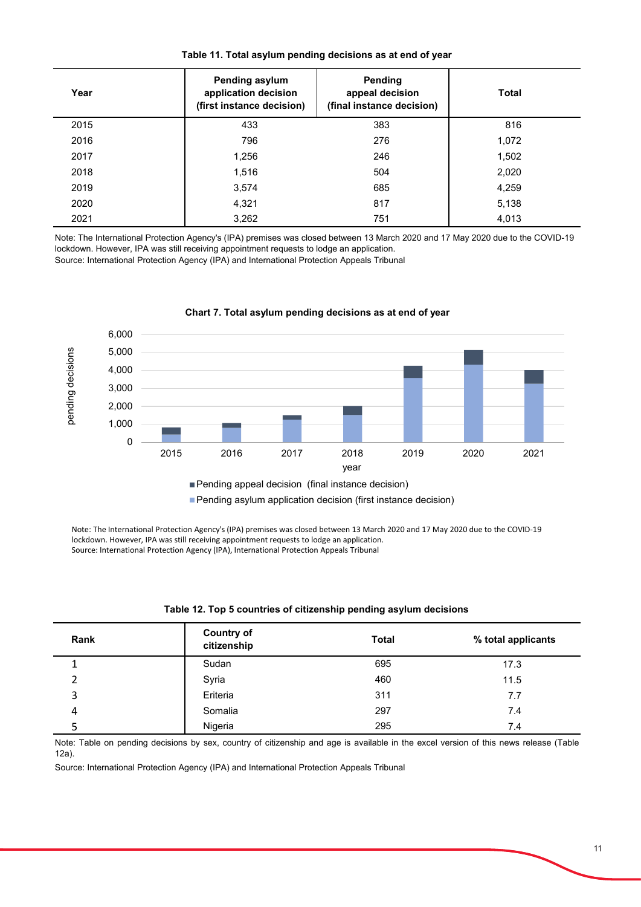**Table 11. Total asylum pending decisions as at end of year**

| Year | Pending asylum application decision (first instance decision) | Pending appeal decision (final instance decision) | Total |
|---|---|---|---|
| 2015 | 433 | 383 | 816 |
| 2016 | 796 | 276 | 1,072 |
| 2017 | 1,256 | 246 | 1,502 |
| 2018 | 1,516 | 504 | 2,020 |
| 2019 | 3,574 | 685 | 4,259 |
| 2020 | 4,321 | 817 | 5,138 |
| 2021 | 3,262 | 751 | 4,013 |

Note: The International Protection Agency's (IPA) premises was closed between 13 March 2020 and 17 May 2020 due to the COVID-19 lockdown. However, IPA was still receiving appointment requests to lodge an application.
Source: International Protection Agency (IPA) and International Protection Appeals Tribunal

**Chart 7. Total asylum pending decisions as at end of year**

Note: The International Protection Agency's (IPA) premises was closed between 13 March 2020 and 17 May 2020 due to the COVID-19 lockdown. However, IPA was still receiving appointment requests to lodge an application.
Source: International Protection Agency (IPA), International Protection Appeals Tribunal

**Table 12. Top 5 countries of citizenship pending asylum decisions**

| Rank | Country of citizenship | Total | % total applicants |
|---|---|---|---|
| 1 | Sudan | 695 | 17.3 |
| 2 | Syria | 460 | 11.5 |
| 3 | Eriteria | 311 | 7.7 |
| 4 | Somalia | 297 | 7.4 |
| 5 | Nigeria | 295 | 7.4 |

Note: Table on pending decisions by sex, country of citizenship and age is available in the excel version of this news release (Table 12a).

Source: International Protection Agency (IPA) and International Protection Appeals Tribunal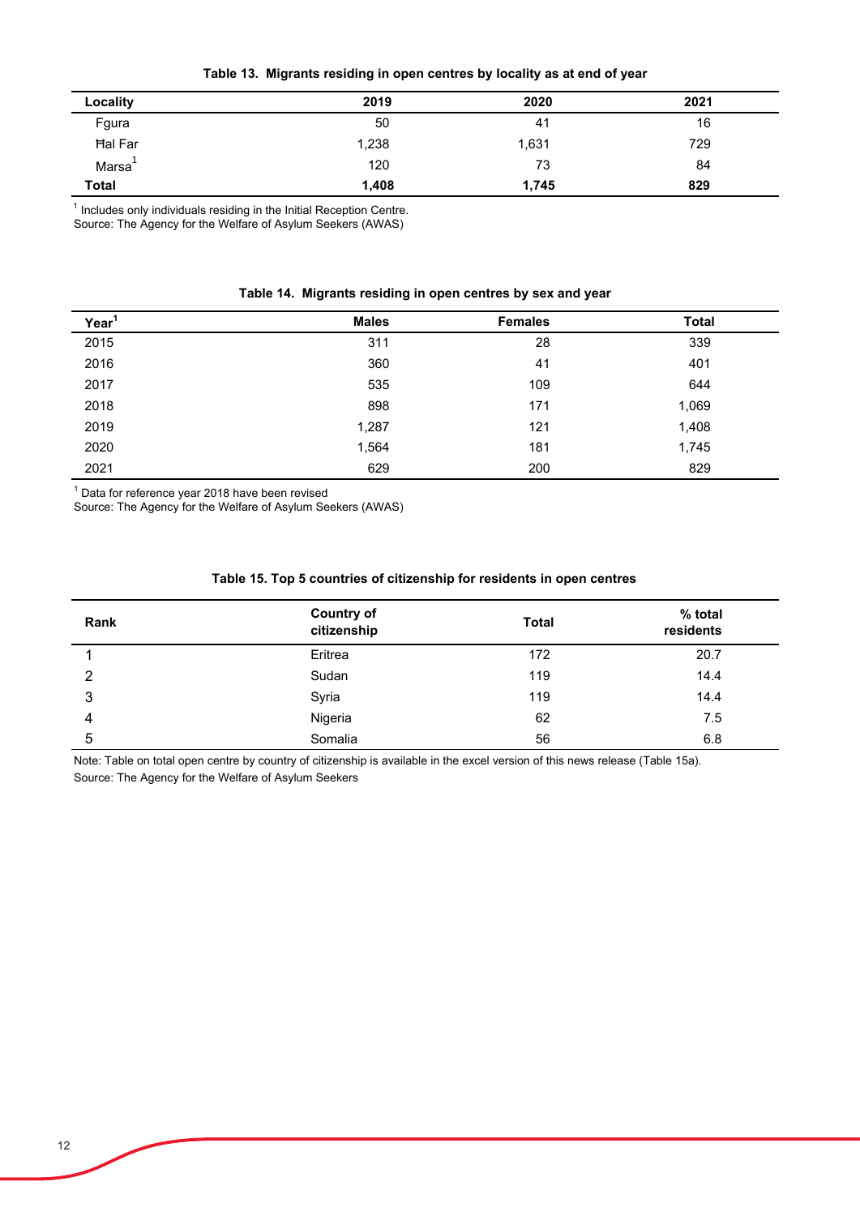**Table 13. Migrants residing in open centres by locality as at end of year**

| Locality | 2019 | 2020 | 2021 |
|---|---|---|---|
| Fgura | 50 | 41 | 16 |
| Ħal Far | 1,238 | 1,631 | 729 |
| Marsa[1] | 120 | 73 | 84 |
| **Total** | **1,408** | **1,745** | **829** |

[1] Includes only individuals residing in the Initial Reception Centre.
Source: The Agency for the Welfare of Asylum Seekers (AWAS)

**Table 14. Migrants residing in open centres by sex and year**

| Year[1] | Males | Females | Total |
|---|---|---|---|
| 2015 | 311 | 28 | 339 |
| 2016 | 360 | 41 | 401 |
| 2017 | 535 | 109 | 644 |
| 2018 | 898 | 171 | 1,069 |
| 2019 | 1,287 | 121 | 1,408 |
| 2020 | 1,564 | 181 | 1,745 |
| 2021 | 629 | 200 | 829 |

[1] Data for reference year 2018 have been revised
Source: The Agency for the Welfare of Asylum Seekers (AWAS)

**Table 15. Top 5 countries of citizenship for residents in open centres**

| Rank | Country of citizenship | Total | % total residents |
|---|---|---|---|
| 1 | Eritrea | 172 | 20.7 |
| 2 | Sudan | 119 | 14.4 |
| 3 | Syria | 119 | 14.4 |
| 4 | Nigeria | 62 | 7.5 |
| 5 | Somalia | 56 | 6.8 |

Note: Table on total open centre by country of citizenship is available in the excel version of this news release (Table 15a).
Source: The Agency for the Welfare of Asylum Seekers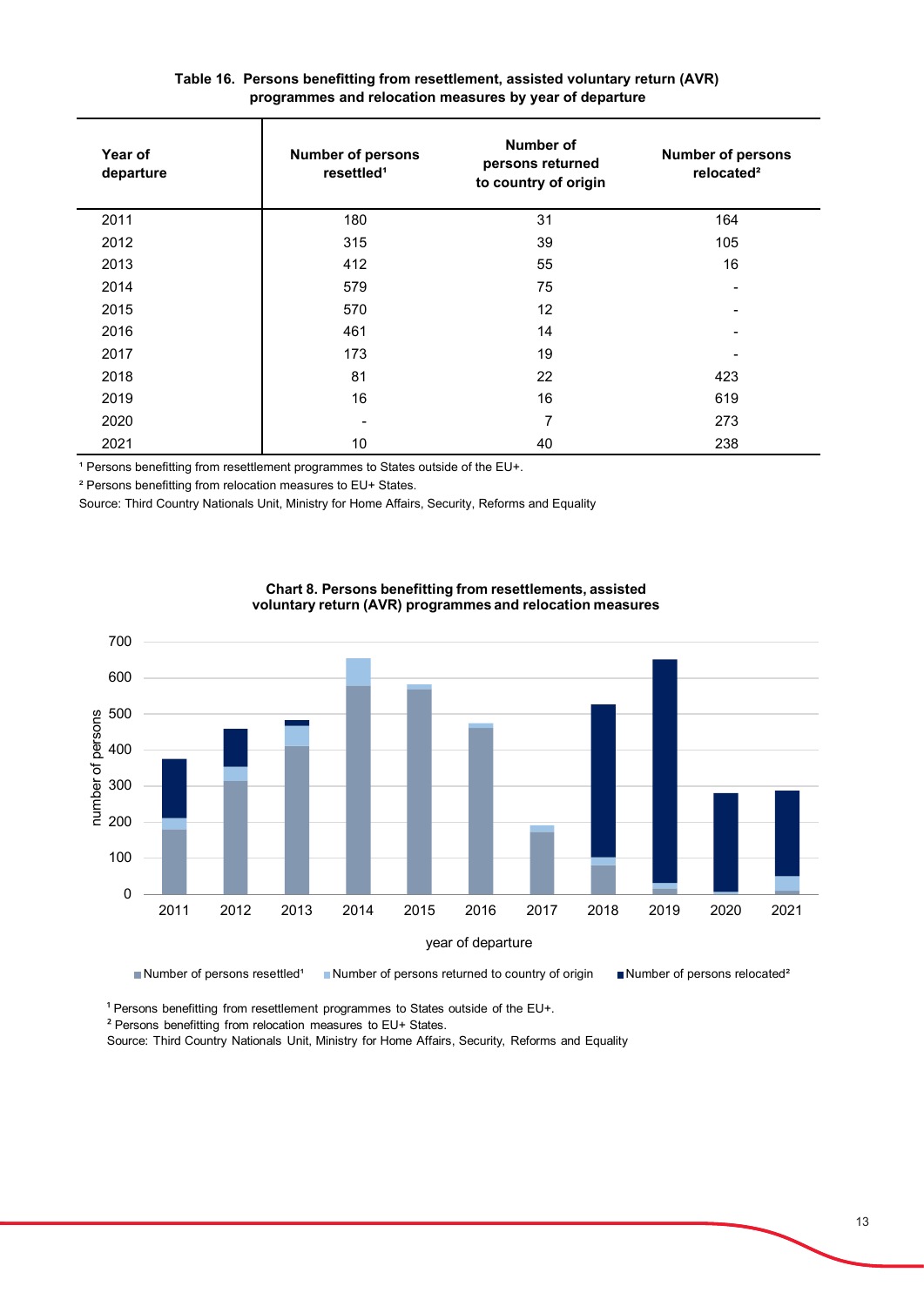**Table 16. Persons benefitting from resettlement, assisted voluntary return (AVR) programmes and relocation measures by year of departure**

| Year of departure | Number of persons resettled[1] | Number of persons returned to country of origin | Number of persons relocated[2] |
|---|---|---|---|
| 2011 | 180 | 31 | 164 |
| 2012 | 315 | 39 | 105 |
| 2013 | 412 | 55 | 16 |
| 2014 | 579 | 75 | - |
| 2015 | 570 | 12 | - |
| 2016 | 461 | 14 | - |
| 2017 | 173 | 19 | - |
| 2018 | 81 | 22 | 423 |
| 2019 | 16 | 16 | 619 |
| 2020 | - | 7 | 273 |
| 2021 | 10 | 40 | 238 |

[1] Persons benefitting from resettlement programmes to States outside of the EU+.
[2] Persons benefitting from relocation measures to EU+ States.
Source: Third Country Nationals Unit, Ministry for Home Affairs, Security, Reforms and Equality

**Chart 8. Persons benefitting from resettlements, assisted voluntary return (AVR) programmes and relocation measures**

[1] Persons benefitting from resettlement programmes to States outside of the EU+.
[2] Persons benefitting from relocation measures to EU+ States.
Source: Third Country Nationals Unit, Ministry for Home Affairs, Security, Reforms and Equality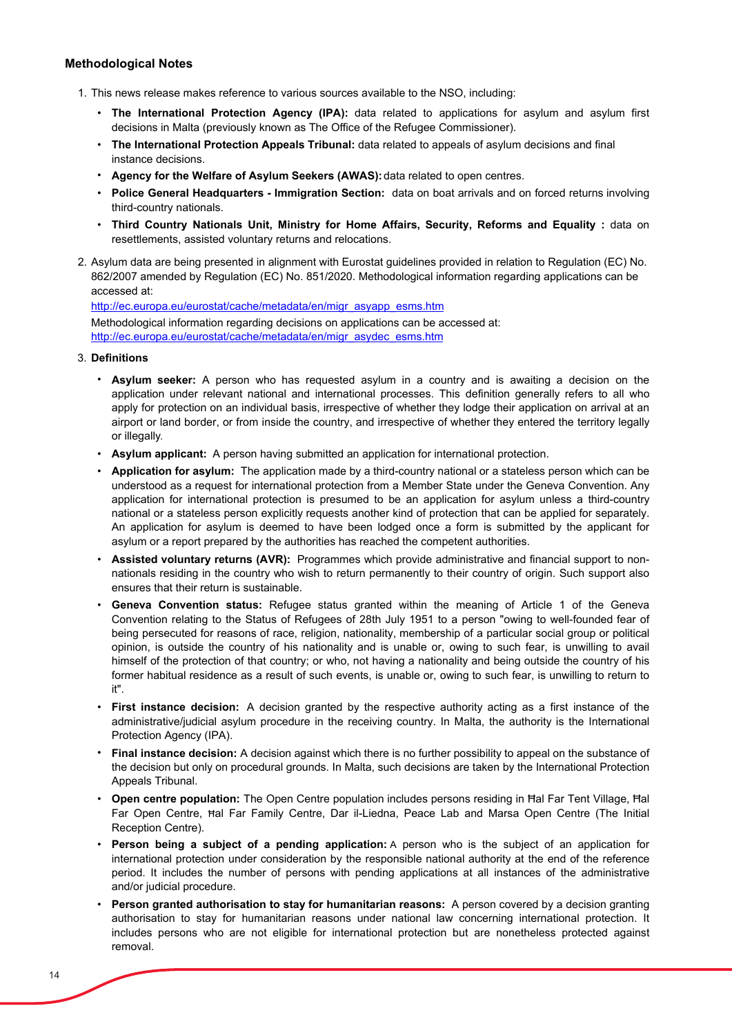## Methodological Notes

1. This news release makes reference to various sources available to the NSO, including:
   - **The International Protection Agency (IPA):** data related to applications for asylum and asylum first decisions in Malta (previously known as The Office of the Refugee Commissioner).
   - **The International Protection Appeals Tribunal:** data related to appeals of asylum decisions and final instance decisions.
   - **Agency for the Welfare of Asylum Seekers (AWAS):** data related to open centres.
   - **Police General Headquarters - Immigration Section:** data on boat arrivals and on forced returns involving third-country nationals.
   - **Third Country Nationals Unit, Ministry for Home Affairs, Security, Reforms and Equality :** data on resettlements, assisted voluntary returns and relocations.

2. Asylum data are being presented in alignment with Eurostat guidelines provided in relation to Regulation (EC) No. 862/2007 amended by Regulation (EC) No. 851/2020. Methodological information regarding applications can be accessed at:
   http://ec.europa.eu/eurostat/cache/metadata/en/migr_asyapp_esms.htm
   Methodological information regarding decisions on applications can be accessed at:
   http://ec.europa.eu/eurostat/cache/metadata/en/migr_asydec_esms.htm

3. **Definitions**
   - **Asylum seeker:** A person who has requested asylum in a country and is awaiting a decision on the application under relevant national and international processes. This definition generally refers to all who apply for protection on an individual basis, irrespective of whether they lodge their application on arrival at an airport or land border, or from inside the country, and irrespective of whether they entered the territory legally or illegally.
   - **Asylum applicant:** A person having submitted an application for international protection.
   - **Application for asylum:** The application made by a third-country national or a stateless person which can be understood as a request for international protection from a Member State under the Geneva Convention. Any application for international protection is presumed to be an application for asylum unless a third-country national or a stateless person explicitly requests another kind of protection that can be applied for separately. An application for asylum is deemed to have been lodged once a form is submitted by the applicant for asylum or a report prepared by the authorities has reached the competent authorities.
   - **Assisted voluntary returns (AVR):** Programmes which provide administrative and financial support to non-nationals residing in the country who wish to return permanently to their country of origin. Such support also ensures that their return is sustainable.
   - **Geneva Convention status:** Refugee status granted within the meaning of Article 1 of the Geneva Convention relating to the Status of Refugees of 28th July 1951 to a person "owing to well-founded fear of being persecuted for reasons of race, religion, nationality, membership of a particular social group or political opinion, is outside the country of his nationality and is unable or, owing to such fear, is unwilling to avail himself of the protection of that country; or who, not having a nationality and being outside the country of his former habitual residence as a result of such events, is unable or, owing to such fear, is unwilling to return to it".
   - **First instance decision:** A decision granted by the respective authority acting as a first instance of the administrative/judicial asylum procedure in the receiving country. In Malta, the authority is the International Protection Agency (IPA).
   - **Final instance decision:** A decision against which there is no further possibility to appeal on the substance of the decision but only on procedural grounds. In Malta, such decisions are taken by the International Protection Appeals Tribunal.
   - **Open centre population:** The Open Centre population includes persons residing in Ħal Far Tent Village, Ħal Far Open Centre, Ħal Far Family Centre, Dar il-Liedna, Peace Lab and Marsa Open Centre (The Initial Reception Centre).
   - **Person being a subject of a pending application:** A person who is the subject of an application for international protection under consideration by the responsible national authority at the end of the reference period. It includes the number of persons with pending applications at all instances of the administrative and/or judicial procedure.
   - **Person granted authorisation to stay for humanitarian reasons:** A person covered by a decision granting authorisation to stay for humanitarian reasons under national law concerning international protection. It includes persons who are not eligible for international protection but are nonetheless protected against removal.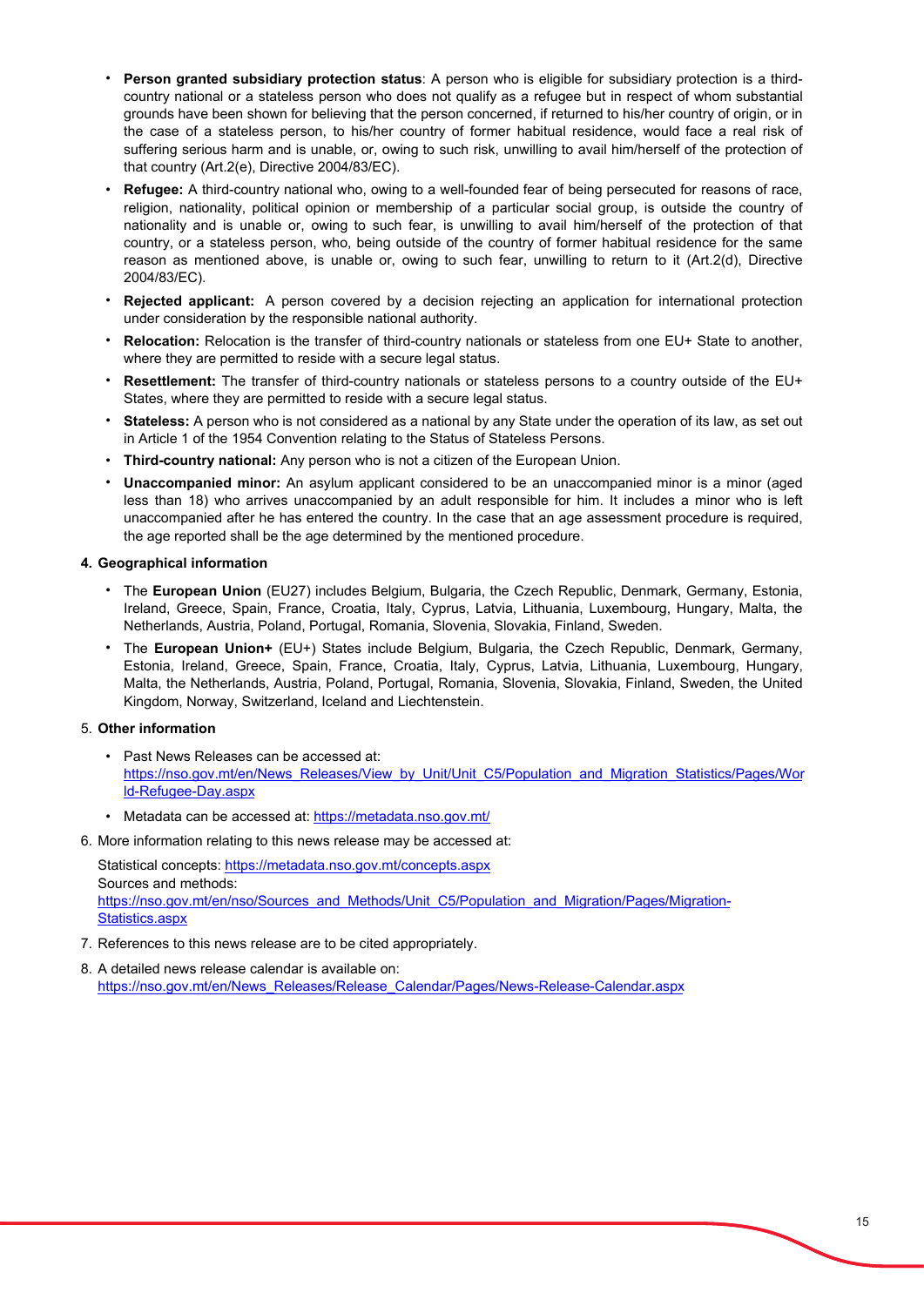- **Person granted subsidiary protection status**: A person who is eligible for subsidiary protection is a third-country national or a stateless person who does not qualify as a refugee but in respect of whom substantial grounds have been shown for believing that the person concerned, if returned to his/her country of origin, or in the case of a stateless person, to his/her country of former habitual residence, would face a real risk of suffering serious harm and is unable, or, owing to such risk, unwilling to avail him/herself of the protection of that country (Art.2(e), Directive 2004/83/EC).
- **Refugee:** A third-country national who, owing to a well-founded fear of being persecuted for reasons of race, religion, nationality, political opinion or membership of a particular social group, is outside the country of nationality and is unable or, owing to such fear, is unwilling to avail him/herself of the protection of that country, or a stateless person, who, being outside of the country of former habitual residence for the same reason as mentioned above, is unable or, owing to such fear, unwilling to return to it (Art.2(d), Directive 2004/83/EC).
- **Rejected applicant:** A person covered by a decision rejecting an application for international protection under consideration by the responsible national authority.
- **Relocation:** Relocation is the transfer of third-country nationals or stateless from one EU+ State to another, where they are permitted to reside with a secure legal status.
- **Resettlement:** The transfer of third-country nationals or stateless persons to a country outside of the EU+ States, where they are permitted to reside with a secure legal status.
- **Stateless:** A person who is not considered as a national by any State under the operation of its law, as set out in Article 1 of the 1954 Convention relating to the Status of Stateless Persons.
- **Third-country national:** Any person who is not a citizen of the European Union.
- **Unaccompanied minor:** An asylum applicant considered to be an unaccompanied minor is a minor (aged less than 18) who arrives unaccompanied by an adult responsible for him. It includes a minor who is left unaccompanied after he has entered the country. In the case that an age assessment procedure is required, the age reported shall be the age determined by the mentioned procedure.

**4. Geographical information**

- The **European Union** (EU27) includes Belgium, Bulgaria, the Czech Republic, Denmark, Germany, Estonia, Ireland, Greece, Spain, France, Croatia, Italy, Cyprus, Latvia, Lithuania, Luxembourg, Hungary, Malta, the Netherlands, Austria, Poland, Portugal, Romania, Slovenia, Slovakia, Finland, Sweden.
- The **European Union+** (EU+) States include Belgium, Bulgaria, the Czech Republic, Denmark, Germany, Estonia, Ireland, Greece, Spain, France, Croatia, Italy, Cyprus, Latvia, Lithuania, Luxembourg, Hungary, Malta, the Netherlands, Austria, Poland, Portugal, Romania, Slovenia, Slovakia, Finland, Sweden, the United Kingdom, Norway, Switzerland, Iceland and Liechtenstein.

5. **Other information**

- Past News Releases can be accessed at: https://nso.gov.mt/en/News_Releases/View_by_Unit/Unit_C5/Population_and_Migration_Statistics/Pages/World-Refugee-Day.aspx
- Metadata can be accessed at: https://metadata.nso.gov.mt/

6. More information relating to this news release may be accessed at:

   Statistical concepts: https://metadata.nso.gov.mt/concepts.aspx
   Sources and methods:
   https://nso.gov.mt/en/nso/Sources_and_Methods/Unit_C5/Population_and_Migration/Pages/Migration-Statistics.aspx

7. References to this news release are to be cited appropriately.

8. A detailed news release calendar is available on:
   https://nso.gov.mt/en/News_Releases/Release_Calendar/Pages/News-Release-Calendar.aspx